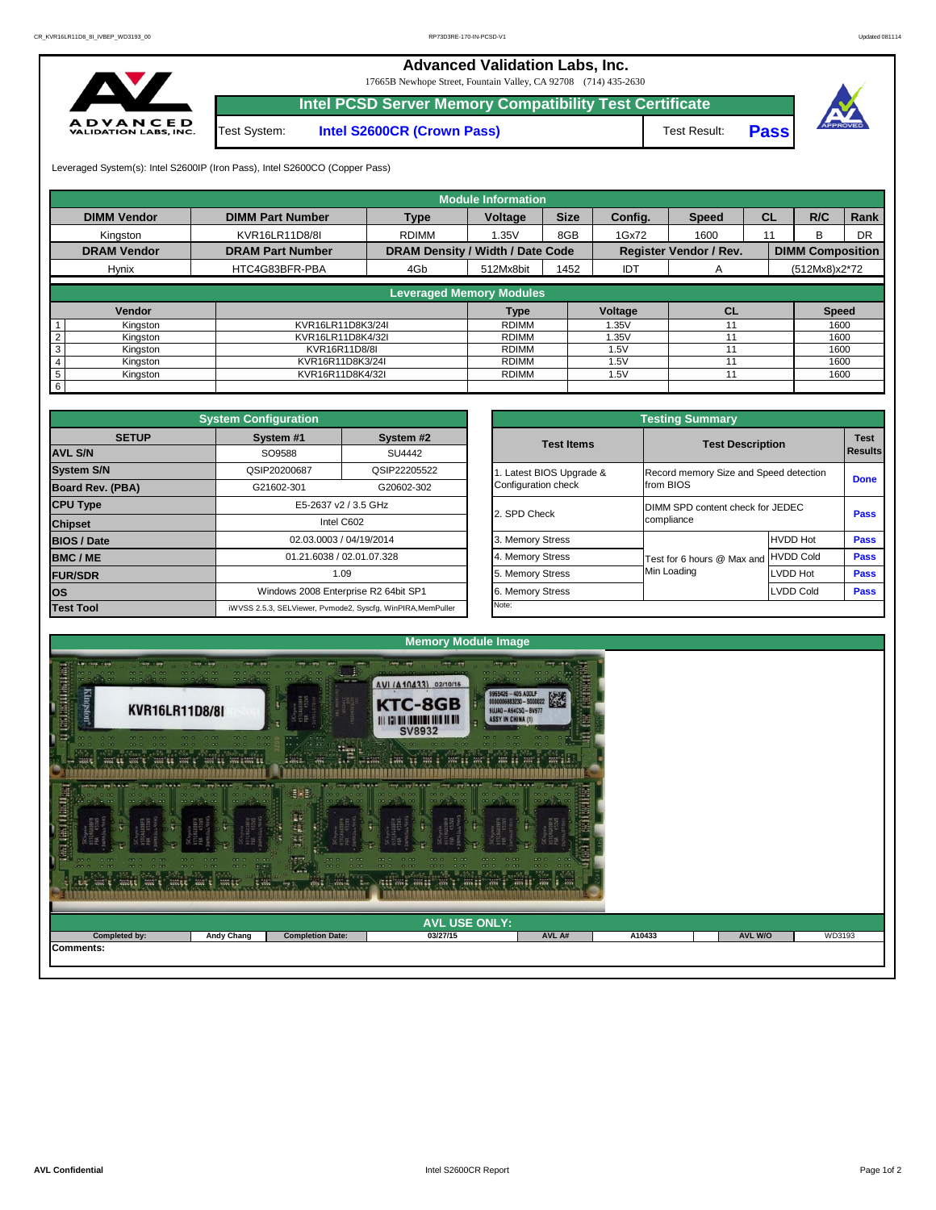# Advanced Validation Labs, Inc.

17665B Newhope Street, Fountain Valley, CA 92708 (714) 435-2630

## Intel PCSD Server Memory Compatibility Test Certificate

Test System: **Intel S2600CR (Crown Pass)** Test Result: **Pass**

Leveraged System(s): Intel S2600IP (Iron Pass), Intel S2600CO (Copper Pass)

| Module Information | | | | | | | | | |
|---|---|---|---|---|---|---|---|---|---|
| **DIMM Vendor** | **DIMM Part Number** | **Type** | **Voltage** | **Size** | **Config.** | **Speed** | **CL** | **R/C** | **Rank** |
| Kingston | KVR16LR11D8/8I | RDIMM | 1.35V | 8GB | 1Gx72 | 1600 | 11 | B | DR |
| **DRAM Vendor** | **DRAM Part Number** | **DRAM Density / Width / Date Code** | | | **Register Vendor / Rev.** | | **DIMM Composition** | | |
| Hynix | HTC4G83BFR-PBA | 4Gb | 512Mx8bit | 1452 | IDT | A | (512Mx8)x2*72 | | |

| Leveraged Memory Modules | | | | | | |
|---|---|---|---|---|---|---|
| | **Vendor** | | **Type** | **Voltage** | **CL** | **Speed** |
| 1 | Kingston | KVR16LR11D8K3/24I | RDIMM | 1.35V | 11 | 1600 |
| 2 | Kingston | KVR16LR11D8K4/32I | RDIMM | 1.35V | 11 | 1600 |
| 3 | Kingston | KVR16R11D8/8I | RDIMM | 1.5V | 11 | 1600 |
| 4 | Kingston | KVR16R11D8K3/24I | RDIMM | 1.5V | 11 | 1600 |
| 5 | Kingston | KVR16R11D8K4/32I | RDIMM | 1.5V | 11 | 1600 |
| 6 | | | | | | |

| System Configuration | | |
|---|---|---|
| **SETUP** | **System #1** | **System #2** |
| **AVL S/N** | SO9588 | SU4442 |
| **System S/N** | QSIP20200687 | QSIP22205522 |
| **Board Rev. (PBA)** | G21602-301 | G20602-302 |
| **CPU Type** | E5-2637 v2 / 3.5 GHz | |
| **Chipset** | Intel C602 | |
| **BIOS / Date** | 02.03.0003 / 04/19/2014 | |
| **BMC / ME** | 01.21.6038 / 02.01.07.328 | |
| **FUR/SDR** | 1.09 | |
| **OS** | Windows 2008 Enterprise R2 64bit SP1 | |
| **Test Tool** | iWVSS 2.5.3, SELViewer, Pvmode2, Syscfg, WinPIRA,MemPuller | |

| Testing Summary | | | |
|---|---|---|---|
| **Test Items** | **Test Description** | | **Test Results** |
| 1. Latest BIOS Upgrade & Configuration check | Record memory Size and Speed detection from BIOS | | **Done** |
| 2. SPD Check | DIMM SPD content check for JEDEC compliance | | **Pass** |
| 3. Memory Stress | Test for 6 hours @ Max and Min Loading | HVDD Hot | **Pass** |
| 4. Memory Stress | | HVDD Cold | **Pass** |
| 5. Memory Stress | | LVDD Hot | **Pass** |
| 6. Memory Stress | | LVDD Cold | **Pass** |
| Note: | | | |

## Memory Module Image

## AVL USE ONLY:

| Completed by: | Andy Chang | Completion Date: | 03/27/15 | AVL A# | A10433 | AVL W/O | WD3193 |
|---|---|---|---|---|---|---|---|

**Comments:**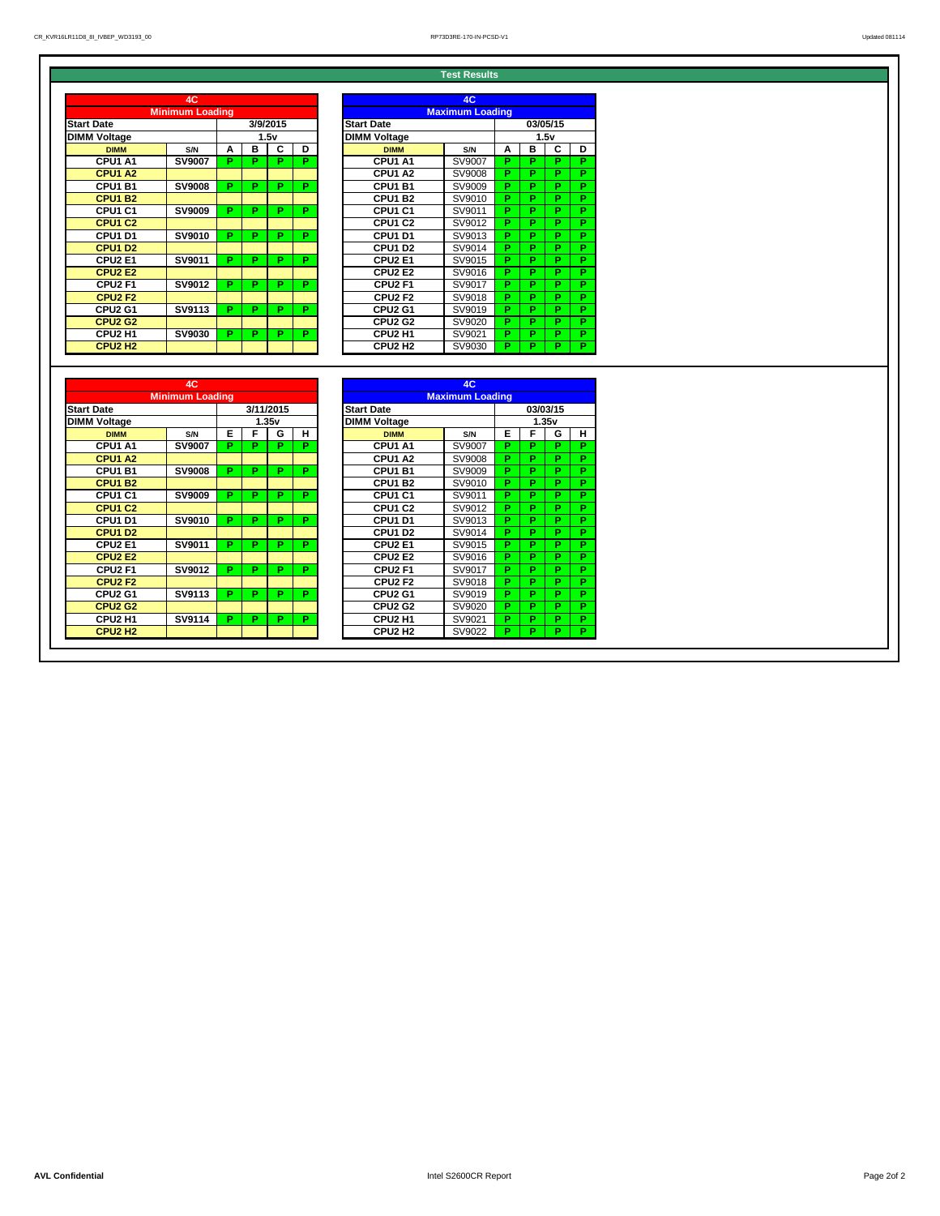## Test Results

| 4C Minimum Loading | | | | | |
|---|---|---|---|---|---|
| **Start Date** | | 3/9/2015 | | | |
| **DIMM Voltage** | | 1.5v | | | |
| **DIMM** | **S/N** | **A** | **B** | **C** | **D** |
| CPU1 A1 | SV9007 | P | P | P | P |
| CPU1 A2 | | | | | |
| CPU1 B1 | SV9008 | P | P | P | P |
| CPU1 B2 | | | | | |
| CPU1 C1 | SV9009 | P | P | P | P |
| CPU1 C2 | | | | | |
| CPU1 D1 | SV9010 | P | P | P | P |
| CPU1 D2 | | | | | |
| CPU2 E1 | SV9011 | P | P | P | P |
| CPU2 E2 | | | | | |
| CPU2 F1 | SV9012 | P | P | P | P |
| CPU2 F2 | | | | | |
| CPU2 G1 | SV9113 | P | P | P | P |
| CPU2 G2 | | | | | |
| CPU2 H1 | SV9030 | P | P | P | P |
| CPU2 H2 | | | | | |

| 4C Maximum Loading | | | | | |
|---|---|---|---|---|---|
| **Start Date** | | 03/05/15 | | | |
| **DIMM Voltage** | | 1.5v | | | |
| **DIMM** | **S/N** | **A** | **B** | **C** | **D** |
| CPU1 A1 | SV9007 | P | P | P | P |
| CPU1 A2 | SV9008 | P | P | P | P |
| CPU1 B1 | SV9009 | P | P | P | P |
| CPU1 B2 | SV9010 | P | P | P | P |
| CPU1 C1 | SV9011 | P | P | P | P |
| CPU1 C2 | SV9012 | P | P | P | P |
| CPU1 D1 | SV9013 | P | P | P | P |
| CPU1 D2 | SV9014 | P | P | P | P |
| CPU2 E1 | SV9015 | P | P | P | P |
| CPU2 E2 | SV9016 | P | P | P | P |
| CPU2 F1 | SV9017 | P | P | P | P |
| CPU2 F2 | SV9018 | P | P | P | P |
| CPU2 G1 | SV9019 | P | P | P | P |
| CPU2 G2 | SV9020 | P | P | P | P |
| CPU2 H1 | SV9021 | P | P | P | P |
| CPU2 H2 | SV9030 | P | P | P | P |

| 4C Minimum Loading | | | | | |
|---|---|---|---|---|---|
| **Start Date** | | 3/11/2015 | | | |
| **DIMM Voltage** | | 1.35v | | | |
| **DIMM** | **S/N** | **E** | **F** | **G** | **H** |
| CPU1 A1 | SV9007 | P | P | P | P |
| CPU1 A2 | | | | | |
| CPU1 B1 | SV9008 | P | P | P | P |
| CPU1 B2 | | | | | |
| CPU1 C1 | SV9009 | P | P | P | P |
| CPU1 C2 | | | | | |
| CPU1 D1 | SV9010 | P | P | P | P |
| CPU1 D2 | | | | | |
| CPU2 E1 | SV9011 | P | P | P | P |
| CPU2 E2 | | | | | |
| CPU2 F1 | SV9012 | P | P | P | P |
| CPU2 F2 | | | | | |
| CPU2 G1 | SV9113 | P | P | P | P |
| CPU2 G2 | | | | | |
| CPU2 H1 | SV9114 | P | P | P | P |
| CPU2 H2 | | | | | |

| 4C Maximum Loading | | | | | |
|---|---|---|---|---|---|
| **Start Date** | | 03/03/15 | | | |
| **DIMM Voltage** | | 1.35v | | | |
| **DIMM** | **S/N** | **E** | **F** | **G** | **H** |
| CPU1 A1 | SV9007 | P | P | P | P |
| CPU1 A2 | SV9008 | P | P | P | P |
| CPU1 B1 | SV9009 | P | P | P | P |
| CPU1 B2 | SV9010 | P | P | P | P |
| CPU1 C1 | SV9011 | P | P | P | P |
| CPU1 C2 | SV9012 | P | P | P | P |
| CPU1 D1 | SV9013 | P | P | P | P |
| CPU1 D2 | SV9014 | P | P | P | P |
| CPU2 E1 | SV9015 | P | P | P | P |
| CPU2 E2 | SV9016 | P | P | P | P |
| CPU2 F1 | SV9017 | P | P | P | P |
| CPU2 F2 | SV9018 | P | P | P | P |
| CPU2 G1 | SV9019 | P | P | P | P |
| CPU2 G2 | SV9020 | P | P | P | P |
| CPU2 H1 | SV9021 | P | P | P | P |
| CPU2 H2 | SV9022 | P | P | P | P |